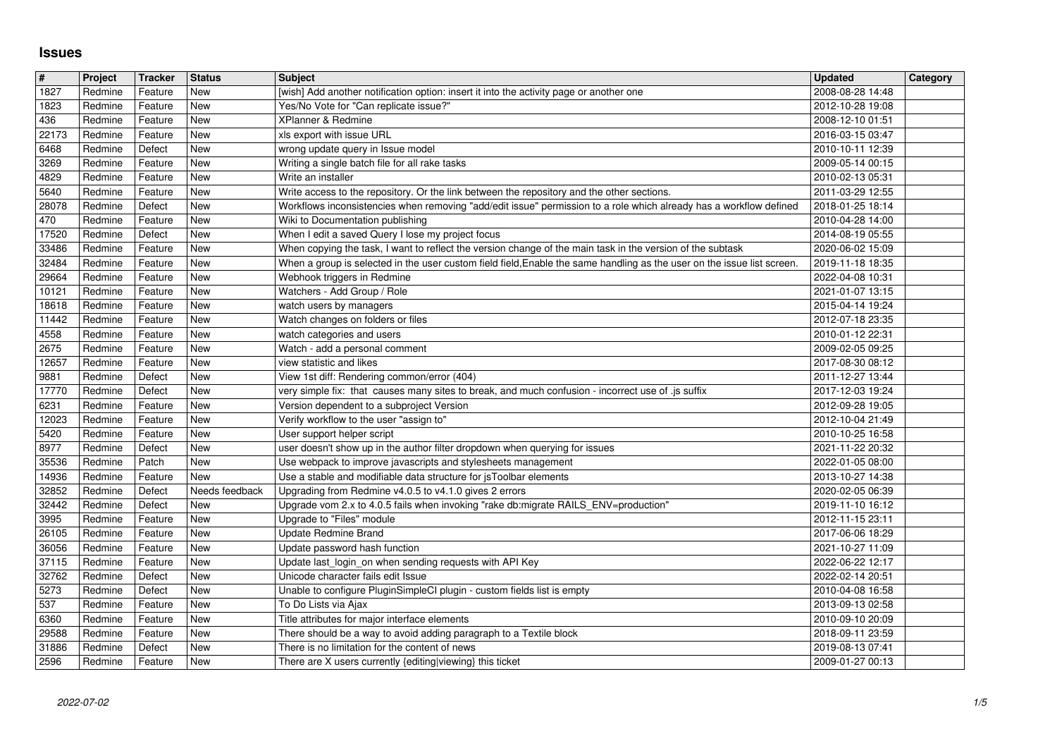# Issues

| # | Project | Tracker | Status | Subject | Updated | Category |
|---|---|---|---|---|---|---|
| 1827 | Redmine | Feature | New | [wish] Add another notification option: insert it into the activity page or another one | 2008-08-28 14:48 | |
| 1823 | Redmine | Feature | New | Yes/No Vote for "Can replicate issue?" | 2012-10-28 19:08 | |
| 436 | Redmine | Feature | New | XPlanner & Redmine | 2008-12-10 01:51 | |
| 22173 | Redmine | Feature | New | xls export with issue URL | 2016-03-15 03:47 | |
| 6468 | Redmine | Defect | New | wrong update query in Issue model | 2010-10-11 12:39 | |
| 3269 | Redmine | Feature | New | Writing a single batch file for all rake tasks | 2009-05-14 00:15 | |
| 4829 | Redmine | Feature | New | Write an installer | 2010-02-13 05:31 | |
| 5640 | Redmine | Feature | New | Write access to the repository. Or the link between the repository and the other sections. | 2011-03-29 12:55 | |
| 28078 | Redmine | Defect | New | Workflows inconsistencies when removing "add/edit issue" permission to a role which already has a workflow defined | 2018-01-25 18:14 | |
| 470 | Redmine | Feature | New | Wiki to Documentation publishing | 2010-04-28 14:00 | |
| 17520 | Redmine | Defect | New | When I edit a saved Query I lose my project focus | 2014-08-19 05:55 | |
| 33486 | Redmine | Feature | New | When copying the task, I want to reflect the version change of the main task in the version of the subtask | 2020-06-02 15:09 | |
| 32484 | Redmine | Feature | New | When a group is selected in the user custom field field,Enable the same handling as the user on the issue list screen. | 2019-11-18 18:35 | |
| 29664 | Redmine | Feature | New | Webhook triggers in Redmine | 2022-04-08 10:31 | |
| 10121 | Redmine | Feature | New | Watchers - Add Group / Role | 2021-01-07 13:15 | |
| 18618 | Redmine | Feature | New | watch users by managers | 2015-04-14 19:24 | |
| 11442 | Redmine | Feature | New | Watch changes on folders or files | 2012-07-18 23:35 | |
| 4558 | Redmine | Feature | New | watch categories and users | 2010-01-12 22:31 | |
| 2675 | Redmine | Feature | New | Watch - add a personal comment | 2009-02-05 09:25 | |
| 12657 | Redmine | Feature | New | view statistic and likes | 2017-08-30 08:12 | |
| 9881 | Redmine | Defect | New | View 1st diff: Rendering common/error (404) | 2011-12-27 13:44 | |
| 17770 | Redmine | Defect | New | very simple fix: that causes many sites to break, and much confusion - incorrect use of .js suffix | 2017-12-03 19:24 | |
| 6231 | Redmine | Feature | New | Version dependent to a subproject Version | 2012-09-28 19:05 | |
| 12023 | Redmine | Feature | New | Verify workflow to the user "assign to" | 2012-10-04 21:49 | |
| 5420 | Redmine | Feature | New | User support helper script | 2010-10-25 16:58 | |
| 8977 | Redmine | Defect | New | user doesn't show up in the author filter dropdown when querying for issues | 2021-11-22 20:32 | |
| 35536 | Redmine | Patch | New | Use webpack to improve javascripts and stylesheets management | 2022-01-05 08:00 | |
| 14936 | Redmine | Feature | New | Use a stable and modifiable data structure for jsToolbar elements | 2013-10-27 14:38 | |
| 32852 | Redmine | Defect | Needs feedback | Upgrading from Redmine v4.0.5 to v4.1.0 gives 2 errors | 2020-02-05 06:39 | |
| 32442 | Redmine | Defect | New | Upgrade vom 2.x to 4.0.5 fails when invoking "rake db:migrate RAILS_ENV=production" | 2019-11-10 16:12 | |
| 3995 | Redmine | Feature | New | Upgrade to "Files" module | 2012-11-15 23:11 | |
| 26105 | Redmine | Feature | New | Update Redmine Brand | 2017-06-06 18:29 | |
| 36056 | Redmine | Feature | New | Update password hash function | 2021-10-27 11:09 | |
| 37115 | Redmine | Feature | New | Update last_login_on when sending requests with API Key | 2022-06-22 12:17 | |
| 32762 | Redmine | Defect | New | Unicode character fails edit Issue | 2022-02-14 20:51 | |
| 5273 | Redmine | Defect | New | Unable to configure PluginSimpleCI plugin - custom fields list is empty | 2010-04-08 16:58 | |
| 537 | Redmine | Feature | New | To Do Lists via Ajax | 2013-09-13 02:58 | |
| 6360 | Redmine | Feature | New | Title attributes for major interface elements | 2010-09-10 20:09 | |
| 29588 | Redmine | Feature | New | There should be a way to avoid adding paragraph to a Textile block | 2018-09-11 23:59 | |
| 31886 | Redmine | Defect | New | There is no limitation for the content of news | 2019-08-13 07:41 | |
| 2596 | Redmine | Feature | New | There are X users currently {editing\|viewing} this ticket | 2009-01-27 00:13 | |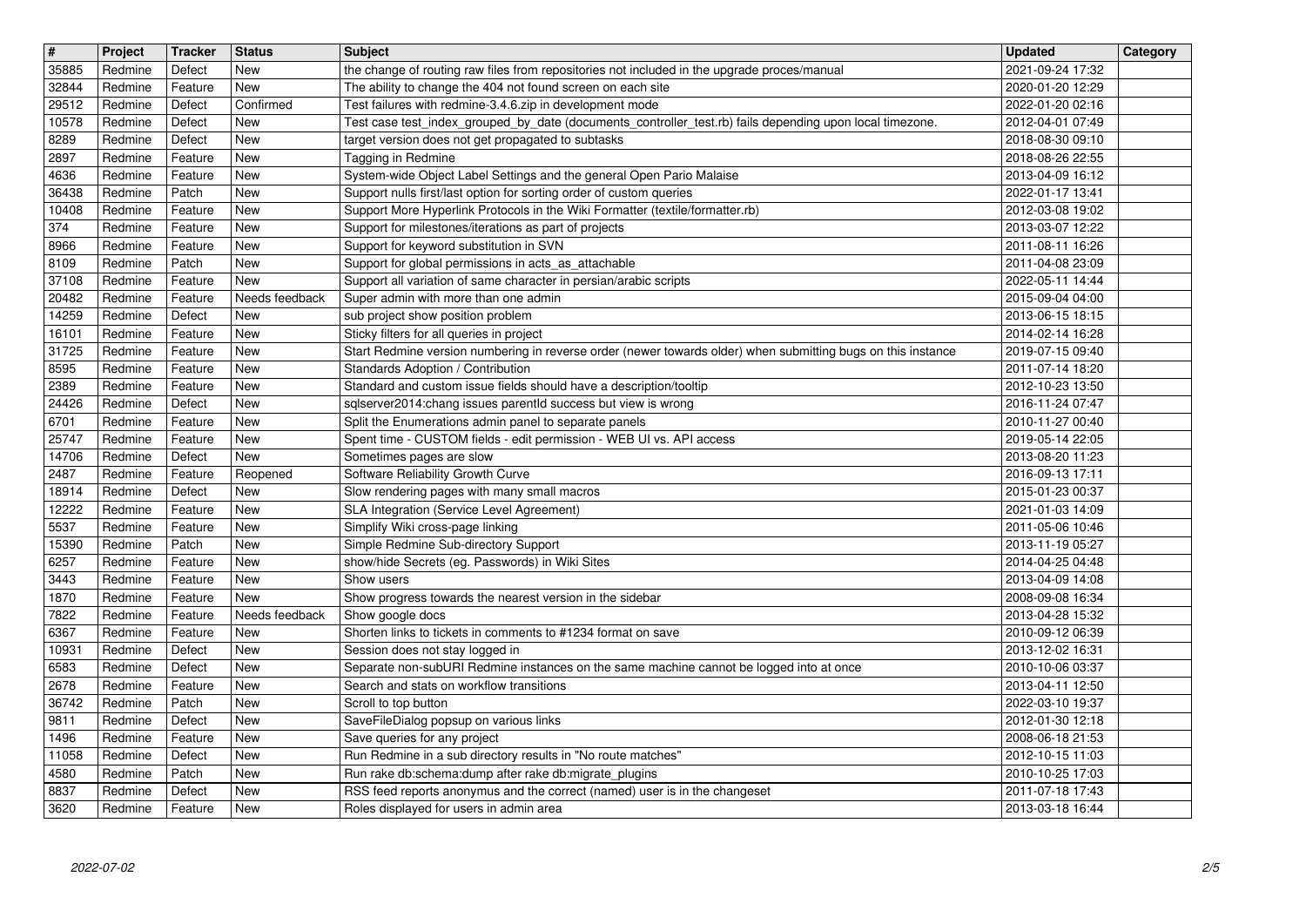| # | Project | Tracker | Status | Subject | Updated | Category |
|---|---|---|---|---|---|---|
| 35885 | Redmine | Defect | New | the change of routing raw files from repositories not included in the upgrade proces/manual | 2021-09-24 17:32 | |
| 32844 | Redmine | Feature | New | The ability to change the 404 not found screen on each site | 2020-01-20 12:29 | |
| 29512 | Redmine | Defect | Confirmed | Test failures with redmine-3.4.6.zip in development mode | 2022-01-20 02:16 | |
| 10578 | Redmine | Defect | New | Test case test_index_grouped_by_date (documents_controller_test.rb) fails depending upon local timezone. | 2012-04-01 07:49 | |
| 8289 | Redmine | Defect | New | target version does not get propagated to subtasks | 2018-08-30 09:10 | |
| 2897 | Redmine | Feature | New | Tagging in Redmine | 2018-08-26 22:55 | |
| 4636 | Redmine | Feature | New | System-wide Object Label Settings and the general Open Pario Malaise | 2013-04-09 16:12 | |
| 36438 | Redmine | Patch | New | Support nulls first/last option for sorting order of custom queries | 2022-01-17 13:41 | |
| 10408 | Redmine | Feature | New | Support More Hyperlink Protocols in the Wiki Formatter (textile/formatter.rb) | 2012-03-08 19:02 | |
| 374 | Redmine | Feature | New | Support for milestones/iterations as part of projects | 2013-03-07 12:22 | |
| 8966 | Redmine | Feature | New | Support for keyword substitution in SVN | 2011-08-11 16:26 | |
| 8109 | Redmine | Patch | New | Support for global permissions in acts_as_attachable | 2011-04-08 23:09 | |
| 37108 | Redmine | Feature | New | Support all variation of same character in persian/arabic scripts | 2022-05-11 14:44 | |
| 20482 | Redmine | Feature | Needs feedback | Super admin with more than one admin | 2015-09-04 04:00 | |
| 14259 | Redmine | Defect | New | sub project show position problem | 2013-06-15 18:15 | |
| 16101 | Redmine | Feature | New | Sticky filters for all queries in project | 2014-02-14 16:28 | |
| 31725 | Redmine | Feature | New | Start Redmine version numbering in reverse order (newer towards older) when submitting bugs on this instance | 2019-07-15 09:40 | |
| 8595 | Redmine | Feature | New | Standards Adoption / Contribution | 2011-07-14 18:20 | |
| 2389 | Redmine | Feature | New | Standard and custom issue fields should have a description/tooltip | 2012-10-23 13:50 | |
| 24426 | Redmine | Defect | New | sqlserver2014:chang issues parentId success but view is wrong | 2016-11-24 07:47 | |
| 6701 | Redmine | Feature | New | Split the Enumerations admin panel to separate panels | 2010-11-27 00:40 | |
| 25747 | Redmine | Feature | New | Spent time - CUSTOM fields - edit permission - WEB UI vs. API access | 2019-05-14 22:05 | |
| 14706 | Redmine | Defect | New | Sometimes pages are slow | 2013-08-20 11:23 | |
| 2487 | Redmine | Feature | Reopened | Software Reliability Growth Curve | 2016-09-13 17:11 | |
| 18914 | Redmine | Defect | New | Slow rendering pages with many small macros | 2015-01-23 00:37 | |
| 12222 | Redmine | Feature | New | SLA Integration (Service Level Agreement) | 2021-01-03 14:09 | |
| 5537 | Redmine | Feature | New | Simplify Wiki cross-page linking | 2011-05-06 10:46 | |
| 15390 | Redmine | Patch | New | Simple Redmine Sub-directory Support | 2013-11-19 05:27 | |
| 6257 | Redmine | Feature | New | show/hide Secrets (eg. Passwords) in Wiki Sites | 2014-04-25 04:48 | |
| 3443 | Redmine | Feature | New | Show users | 2013-04-09 14:08 | |
| 1870 | Redmine | Feature | New | Show progress towards the nearest version in the sidebar | 2008-09-08 16:34 | |
| 7822 | Redmine | Feature | Needs feedback | Show google docs | 2013-04-28 15:32 | |
| 6367 | Redmine | Feature | New | Shorten links to tickets in comments to #1234 format on save | 2010-09-12 06:39 | |
| 10931 | Redmine | Defect | New | Session does not stay logged in | 2013-12-02 16:31 | |
| 6583 | Redmine | Defect | New | Separate non-subURI Redmine instances on the same machine cannot be logged into at once | 2010-10-06 03:37 | |
| 2678 | Redmine | Feature | New | Search and stats on workflow transitions | 2013-04-11 12:50 | |
| 36742 | Redmine | Patch | New | Scroll to top button | 2022-03-10 19:37 | |
| 9811 | Redmine | Defect | New | SaveFileDialog popsup on various links | 2012-01-30 12:18 | |
| 1496 | Redmine | Feature | New | Save queries for any project | 2008-06-18 21:53 | |
| 11058 | Redmine | Defect | New | Run Redmine in a sub directory results in "No route matches" | 2012-10-15 11:03 | |
| 4580 | Redmine | Patch | New | Run rake db:schema:dump after rake db:migrate_plugins | 2010-10-25 17:03 | |
| 8837 | Redmine | Defect | New | RSS feed reports anonymus and the correct (named) user is in the changeset | 2011-07-18 17:43 | |
| 3620 | Redmine | Feature | New | Roles displayed for users in admin area | 2013-03-18 16:44 | |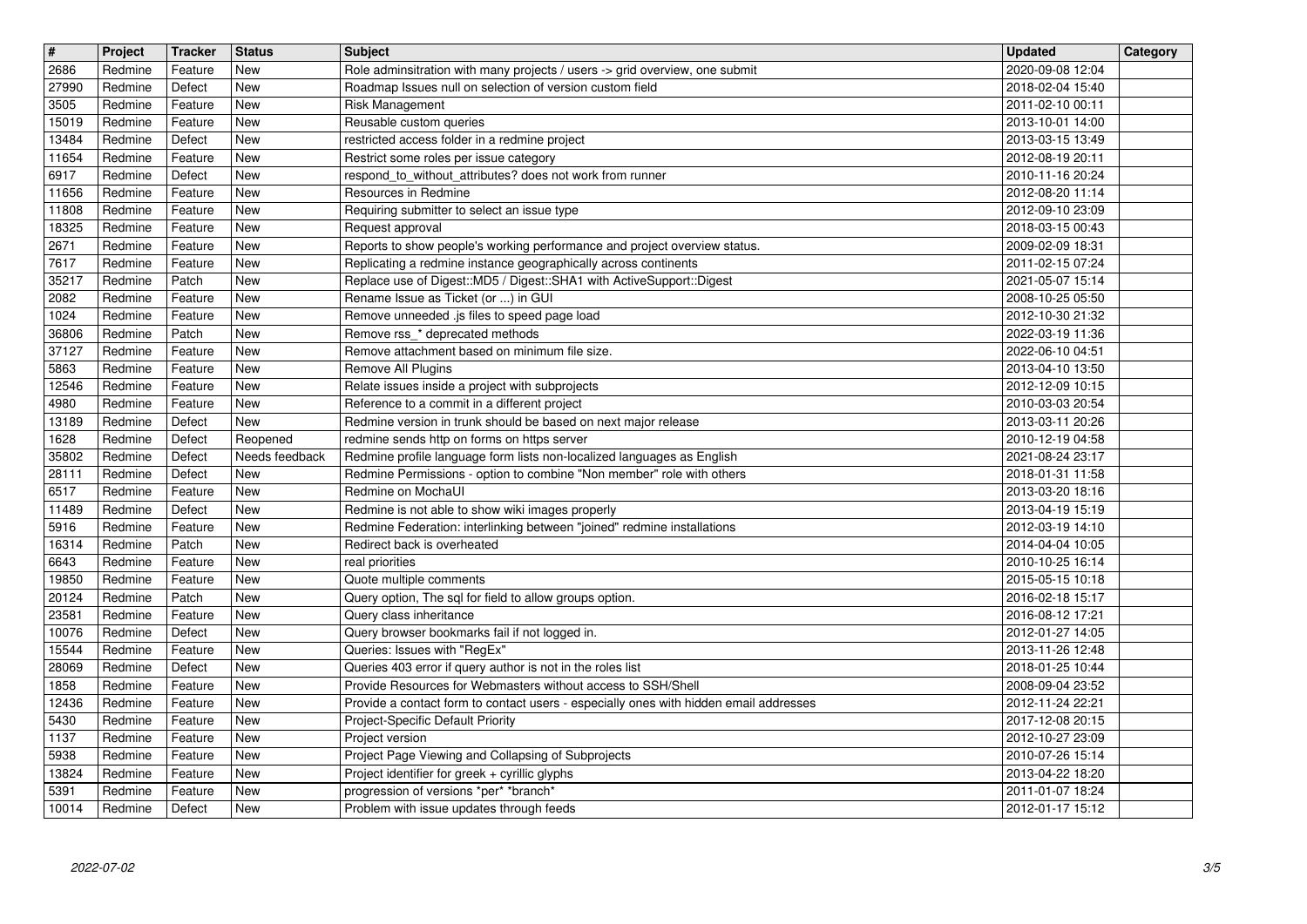| # | Project | Tracker | Status | Subject | Updated | Category |
|---|---|---|---|---|---|---|
| 2686 | Redmine | Feature | New | Role adminsitration with many projects / users -> grid overview, one submit | 2020-09-08 12:04 | |
| 27990 | Redmine | Defect | New | Roadmap Issues null on selection of version custom field | 2018-02-04 15:40 | |
| 3505 | Redmine | Feature | New | Risk Management | 2011-02-10 00:11 | |
| 15019 | Redmine | Feature | New | Reusable custom queries | 2013-10-01 14:00 | |
| 13484 | Redmine | Defect | New | restricted access folder in a redmine project | 2013-03-15 13:49 | |
| 11654 | Redmine | Feature | New | Restrict some roles per issue category | 2012-08-19 20:11 | |
| 6917 | Redmine | Defect | New | respond_to_without_attributes? does not work from runner | 2010-11-16 20:24 | |
| 11656 | Redmine | Feature | New | Resources in Redmine | 2012-08-20 11:14 | |
| 11808 | Redmine | Feature | New | Requiring submitter to select an issue type | 2012-09-10 23:09 | |
| 18325 | Redmine | Feature | New | Request approval | 2018-03-15 00:43 | |
| 2671 | Redmine | Feature | New | Reports to show people's working performance and project overview status. | 2009-02-09 18:31 | |
| 7617 | Redmine | Feature | New | Replicating a redmine instance geographically across continents | 2011-02-15 07:24 | |
| 35217 | Redmine | Patch | New | Replace use of Digest::MD5 / Digest::SHA1 with ActiveSupport::Digest | 2021-05-07 15:14 | |
| 2082 | Redmine | Feature | New | Rename Issue as Ticket (or ...) in GUI | 2008-10-25 05:50 | |
| 1024 | Redmine | Feature | New | Remove unneeded .js files to speed page load | 2012-10-30 21:32 | |
| 36806 | Redmine | Patch | New | Remove rss_* deprecated methods | 2022-03-19 11:36 | |
| 37127 | Redmine | Feature | New | Remove attachment based on minimum file size. | 2022-06-10 04:51 | |
| 5863 | Redmine | Feature | New | Remove All Plugins | 2013-04-10 13:50 | |
| 12546 | Redmine | Feature | New | Relate issues inside a project with subprojects | 2012-12-09 10:15 | |
| 4980 | Redmine | Feature | New | Reference to a commit in a different project | 2010-03-03 20:54 | |
| 13189 | Redmine | Defect | New | Redmine version in trunk should be based on next major release | 2013-03-11 20:26 | |
| 1628 | Redmine | Defect | Reopened | redmine sends http on forms on https server | 2010-12-19 04:58 | |
| 35802 | Redmine | Defect | Needs feedback | Redmine profile language form lists non-localized languages as English | 2021-08-24 23:17 | |
| 28111 | Redmine | Defect | New | Redmine Permissions - option to combine "Non member" role with others | 2018-01-31 11:58 | |
| 6517 | Redmine | Feature | New | Redmine on MochaUI | 2013-03-20 18:16 | |
| 11489 | Redmine | Defect | New | Redmine is not able to show wiki images properly | 2013-04-19 15:19 | |
| 5916 | Redmine | Feature | New | Redmine Federation: interlinking between "joined" redmine installations | 2012-03-19 14:10 | |
| 16314 | Redmine | Patch | New | Redirect back is overheated | 2014-04-04 10:05 | |
| 6643 | Redmine | Feature | New | real priorities | 2010-10-25 16:14 | |
| 19850 | Redmine | Feature | New | Quote multiple comments | 2015-05-15 10:18 | |
| 20124 | Redmine | Patch | New | Query option, The sql for field to allow groups option. | 2016-02-18 15:17 | |
| 23581 | Redmine | Feature | New | Query class inheritance | 2016-08-12 17:21 | |
| 10076 | Redmine | Defect | New | Query browser bookmarks fail if not logged in. | 2012-01-27 14:05 | |
| 15544 | Redmine | Feature | New | Queries: Issues with "RegEx" | 2013-11-26 12:48 | |
| 28069 | Redmine | Defect | New | Queries 403 error if query author is not in the roles list | 2018-01-25 10:44 | |
| 1858 | Redmine | Feature | New | Provide Resources for Webmasters without access to SSH/Shell | 2008-09-04 23:52 | |
| 12436 | Redmine | Feature | New | Provide a contact form to contact users - especially ones with hidden email addresses | 2012-11-24 22:21 | |
| 5430 | Redmine | Feature | New | Project-Specific Default Priority | 2017-12-08 20:15 | |
| 1137 | Redmine | Feature | New | Project version | 2012-10-27 23:09 | |
| 5938 | Redmine | Feature | New | Project Page Viewing and Collapsing of Subprojects | 2010-07-26 15:14 | |
| 13824 | Redmine | Feature | New | Project identifier for greek + cyrillic glyphs | 2013-04-22 18:20 | |
| 5391 | Redmine | Feature | New | progression of versions *per* *branch* | 2011-01-07 18:24 | |
| 10014 | Redmine | Defect | New | Problem with issue updates through feeds | 2012-01-17 15:12 | |

2022-07-02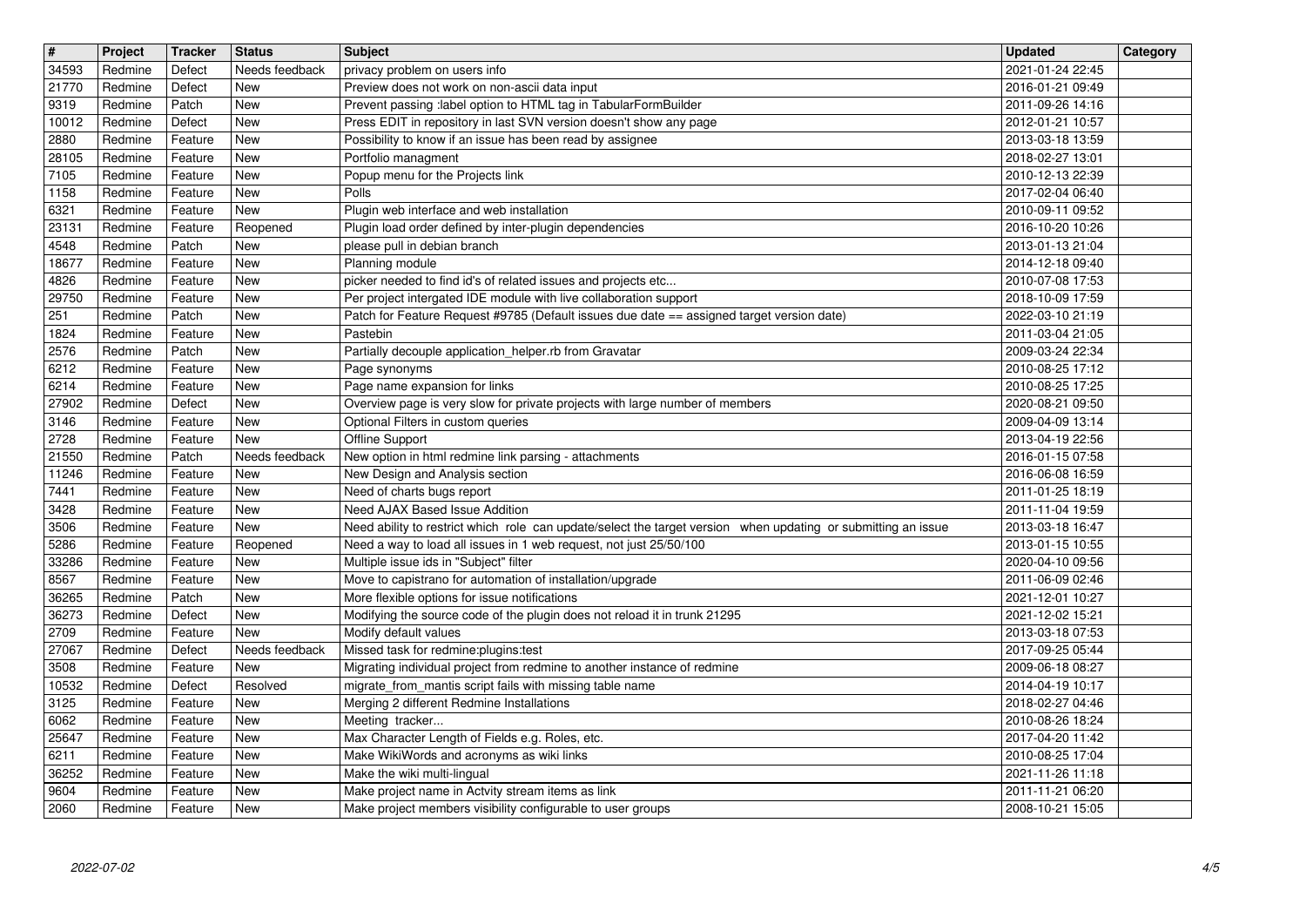| # | Project | Tracker | Status | Subject | Updated | Category |
|---|---|---|---|---|---|---|
| 34593 | Redmine | Defect | Needs feedback | privacy problem on users info | 2021-01-24 22:45 | |
| 21770 | Redmine | Defect | New | Preview does not work on non-ascii data input | 2016-01-21 09:49 | |
| 9319 | Redmine | Patch | New | Prevent passing :label option to HTML tag in TabularFormBuilder | 2011-09-26 14:16 | |
| 10012 | Redmine | Defect | New | Press EDIT in repository in last SVN version doesn't show any page | 2012-01-21 10:57 | |
| 2880 | Redmine | Feature | New | Possibility to know if an issue has been read by assignee | 2013-03-18 13:59 | |
| 28105 | Redmine | Feature | New | Portfolio managment | 2018-02-27 13:01 | |
| 7105 | Redmine | Feature | New | Popup menu for the Projects link | 2010-12-13 22:39 | |
| 1158 | Redmine | Feature | New | Polls | 2017-02-04 06:40 | |
| 6321 | Redmine | Feature | New | Plugin web interface and web installation | 2010-09-11 09:52 | |
| 23131 | Redmine | Feature | Reopened | Plugin load order defined by inter-plugin dependencies | 2016-10-20 10:26 | |
| 4548 | Redmine | Patch | New | please pull in debian branch | 2013-01-13 21:04 | |
| 18677 | Redmine | Feature | New | Planning module | 2014-12-18 09:40 | |
| 4826 | Redmine | Feature | New | picker needed to find id's of related issues and projects etc... | 2010-07-08 17:53 | |
| 29750 | Redmine | Feature | New | Per project intergated IDE module with live collaboration support | 2018-10-09 17:59 | |
| 251 | Redmine | Patch | New | Patch for Feature Request #9785 (Default issues due date == assigned target version date) | 2022-03-10 21:19 | |
| 1824 | Redmine | Feature | New | Pastebin | 2011-03-04 21:05 | |
| 2576 | Redmine | Patch | New | Partially decouple application_helper.rb from Gravatar | 2009-03-24 22:34 | |
| 6212 | Redmine | Feature | New | Page synonyms | 2010-08-25 17:12 | |
| 6214 | Redmine | Feature | New | Page name expansion for links | 2010-08-25 17:25 | |
| 27902 | Redmine | Defect | New | Overview page is very slow for private projects with large number of members | 2020-08-21 09:50 | |
| 3146 | Redmine | Feature | New | Optional Filters in custom queries | 2009-04-09 13:14 | |
| 2728 | Redmine | Feature | New | Offline Support | 2013-04-19 22:56 | |
| 21550 | Redmine | Patch | Needs feedback | New option in html redmine link parsing - attachments | 2016-01-15 07:58 | |
| 11246 | Redmine | Feature | New | New Design and Analysis section | 2016-06-08 16:59 | |
| 7441 | Redmine | Feature | New | Need of charts bugs report | 2011-01-25 18:19 | |
| 3428 | Redmine | Feature | New | Need AJAX Based Issue Addition | 2011-11-04 19:59 | |
| 3506 | Redmine | Feature | New | Need ability to restrict which role can update/select the target version when updating or submitting an issue | 2013-03-18 16:47 | |
| 5286 | Redmine | Feature | Reopened | Need a way to load all issues in 1 web request, not just 25/50/100 | 2013-01-15 10:55 | |
| 33286 | Redmine | Feature | New | Multiple issue ids in "Subject" filter | 2020-04-10 09:56 | |
| 8567 | Redmine | Feature | New | Move to capistrano for automation of installation/upgrade | 2011-06-09 02:46 | |
| 36265 | Redmine | Patch | New | More flexible options for issue notifications | 2021-12-01 10:27 | |
| 36273 | Redmine | Defect | New | Modifying the source code of the plugin does not reload it in trunk 21295 | 2021-12-02 15:21 | |
| 2709 | Redmine | Feature | New | Modify default values | 2013-03-18 07:53 | |
| 27067 | Redmine | Defect | Needs feedback | Missed task for redmine:plugins:test | 2017-09-25 05:44 | |
| 3508 | Redmine | Feature | New | Migrating individual project from redmine to another instance of redmine | 2009-06-18 08:27 | |
| 10532 | Redmine | Defect | Resolved | migrate_from_mantis script fails with missing table name | 2014-04-19 10:17 | |
| 3125 | Redmine | Feature | New | Merging 2 different Redmine Installations | 2018-02-27 04:46 | |
| 6062 | Redmine | Feature | New | Meeting tracker... | 2010-08-26 18:24 | |
| 25647 | Redmine | Feature | New | Max Character Length of Fields e.g. Roles, etc. | 2017-04-20 11:42 | |
| 6211 | Redmine | Feature | New | Make WikiWords and acronyms as wiki links | 2010-08-25 17:04 | |
| 36252 | Redmine | Feature | New | Make the wiki multi-lingual | 2021-11-26 11:18 | |
| 9604 | Redmine | Feature | New | Make project name in Actvity stream items as link | 2011-11-21 06:20 | |
| 2060 | Redmine | Feature | New | Make project members visibility configurable to user groups | 2008-10-21 15:05 | |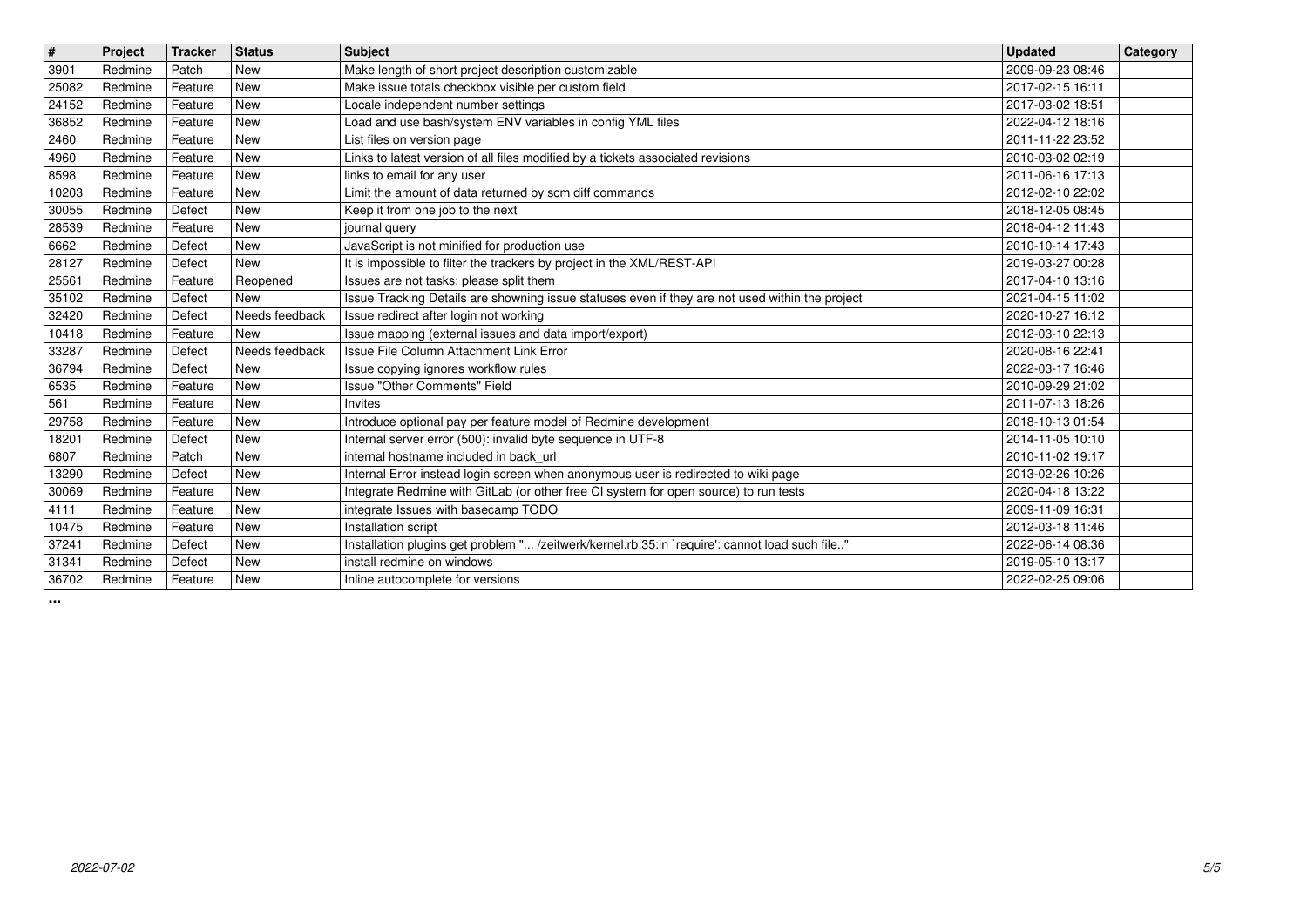| # | Project | Tracker | Status | Subject | Updated | Category |
| --- | --- | --- | --- | --- | --- | --- |
| 3901 | Redmine | Patch | New | Make length of short project description customizable | 2009-09-23 08:46 | |
| 25082 | Redmine | Feature | New | Make issue totals checkbox visible per custom field | 2017-02-15 16:11 | |
| 24152 | Redmine | Feature | New | Locale independent number settings | 2017-03-02 18:51 | |
| 36852 | Redmine | Feature | New | Load and use bash/system ENV variables in config YML files | 2022-04-12 18:16 | |
| 2460 | Redmine | Feature | New | List files on version page | 2011-11-22 23:52 | |
| 4960 | Redmine | Feature | New | Links to latest version of all files modified by a tickets associated revisions | 2010-03-02 02:19 | |
| 8598 | Redmine | Feature | New | links to email for any user | 2011-06-16 17:13 | |
| 10203 | Redmine | Feature | New | Limit the amount of data returned by scm diff commands | 2012-02-10 22:02 | |
| 30055 | Redmine | Defect | New | Keep it from one job to the next | 2018-12-05 08:45 | |
| 28539 | Redmine | Feature | New | journal query | 2018-04-12 11:43 | |
| 6662 | Redmine | Defect | New | JavaScript is not minified for production use | 2010-10-14 17:43 | |
| 28127 | Redmine | Defect | New | It is impossible to filter the trackers by project in the XML/REST-API | 2019-03-27 00:28 | |
| 25561 | Redmine | Feature | Reopened | Issues are not tasks: please split them | 2017-04-10 13:16 | |
| 35102 | Redmine | Defect | New | Issue Tracking Details are showning issue statuses even if they are not used within the project | 2021-04-15 11:02 | |
| 32420 | Redmine | Defect | Needs feedback | Issue redirect after login not working | 2020-10-27 16:12 | |
| 10418 | Redmine | Feature | New | Issue mapping (external issues and data import/export) | 2012-03-10 22:13 | |
| 33287 | Redmine | Defect | Needs feedback | Issue File Column Attachment Link Error | 2020-08-16 22:41 | |
| 36794 | Redmine | Defect | New | Issue copying ignores workflow rules | 2022-03-17 16:46 | |
| 6535 | Redmine | Feature | New | Issue "Other Comments" Field | 2010-09-29 21:02 | |
| 561 | Redmine | Feature | New | Invites | 2011-07-13 18:26 | |
| 29758 | Redmine | Feature | New | Introduce optional pay per feature model of Redmine development | 2018-10-13 01:54 | |
| 18201 | Redmine | Defect | New | Internal server error (500): invalid byte sequence in UTF-8 | 2014-11-05 10:10 | |
| 6807 | Redmine | Patch | New | internal hostname included in back_url | 2010-11-02 19:17 | |
| 13290 | Redmine | Defect | New | Internal Error instead login screen when anonymous user is redirected to wiki page | 2013-02-26 10:26 | |
| 30069 | Redmine | Feature | New | Integrate Redmine with GitLab (or other free CI system for open source) to run tests | 2020-04-18 13:22 | |
| 4111 | Redmine | Feature | New | integrate Issues with basecamp TODO | 2009-11-09 16:31 | |
| 10475 | Redmine | Feature | New | Installation script | 2012-03-18 11:46 | |
| 37241 | Redmine | Defect | New | Installation plugins get problem "... /zeitwerk/kernel.rb:35:in `require': cannot load such file.." | 2022-06-14 08:36 | |
| 31341 | Redmine | Defect | New | install redmine on windows | 2019-05-10 13:17 | |
| 36702 | Redmine | Feature | New | Inline autocomplete for versions | 2022-02-25 09:06 | |

...